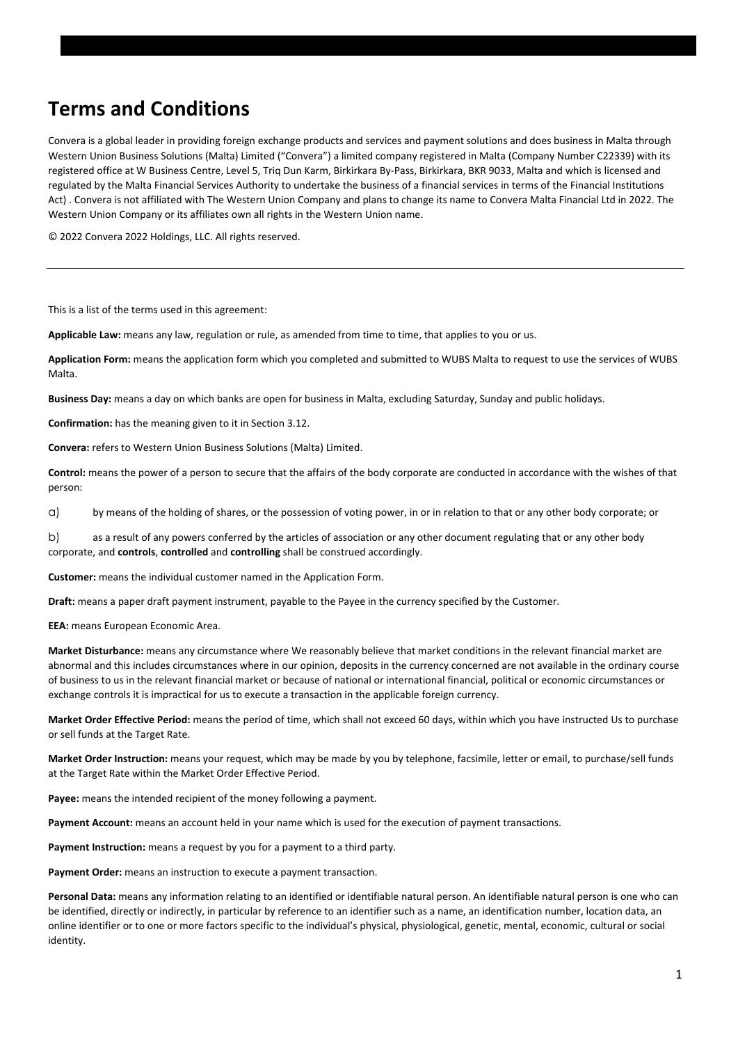# Terms and Conditions

Convera is a global leader in providing foreign exchange products and services and payment solutions and does business in Malta through Western Union Business Solutions (Malta) Limited ("Convera") a limited company registered in Malta (Company Number C22339) with its registered office at W Business Centre, Level 5, Triq Dun Karm, Birkirkara By-Pass, Birkirkara, BKR 9033, Malta and which is licensed and regulated by the Malta Financial Services Authority to undertake the business of a financial services in terms of the Financial Institutions Act) . Convera is not affiliated with The Western Union Company and plans to change its name to Convera Malta Financial Ltd in 2022. The Western Union Company or its affiliates own all rights in the Western Union name.

© 2022 Convera 2022 Holdings, LLC. All rights reserved.

---

This is a list of the terms used in this agreement:

**Applicable Law:** means any law, regulation or rule, as amended from time to time, that applies to you or us.

**Application Form:** means the application form which you completed and submitted to WUBS Malta to request to use the services of WUBS Malta.

**Business Day:** means a day on which banks are open for business in Malta, excluding Saturday, Sunday and public holidays.

**Confirmation:** has the meaning given to it in Section 3.12.

**Convera:** refers to Western Union Business Solutions (Malta) Limited.

**Control:** means the power of a person to secure that the affairs of the body corporate are conducted in accordance with the wishes of that person:

a) by means of the holding of shares, or the possession of voting power, in or in relation to that or any other body corporate; or

b) as a result of any powers conferred by the articles of association or any other document regulating that or any other body corporate, and **controls**, **controlled** and **controlling** shall be construed accordingly.

**Customer:** means the individual customer named in the Application Form.

**Draft:** means a paper draft payment instrument, payable to the Payee in the currency specified by the Customer.

**EEA:** means European Economic Area.

**Market Disturbance:** means any circumstance where We reasonably believe that market conditions in the relevant financial market are abnormal and this includes circumstances where in our opinion, deposits in the currency concerned are not available in the ordinary course of business to us in the relevant financial market or because of national or international financial, political or economic circumstances or exchange controls it is impractical for us to execute a transaction in the applicable foreign currency.

**Market Order Effective Period:** means the period of time, which shall not exceed 60 days, within which you have instructed Us to purchase or sell funds at the Target Rate.

**Market Order Instruction:** means your request, which may be made by you by telephone, facsimile, letter or email, to purchase/sell funds at the Target Rate within the Market Order Effective Period.

**Payee:** means the intended recipient of the money following a payment.

**Payment Account:** means an account held in your name which is used for the execution of payment transactions.

**Payment Instruction:** means a request by you for a payment to a third party.

**Payment Order:** means an instruction to execute a payment transaction.

**Personal Data:** means any information relating to an identified or identifiable natural person. An identifiable natural person is one who can be identified, directly or indirectly, in particular by reference to an identifier such as a name, an identification number, location data, an online identifier or to one or more factors specific to the individual's physical, physiological, genetic, mental, economic, cultural or social identity.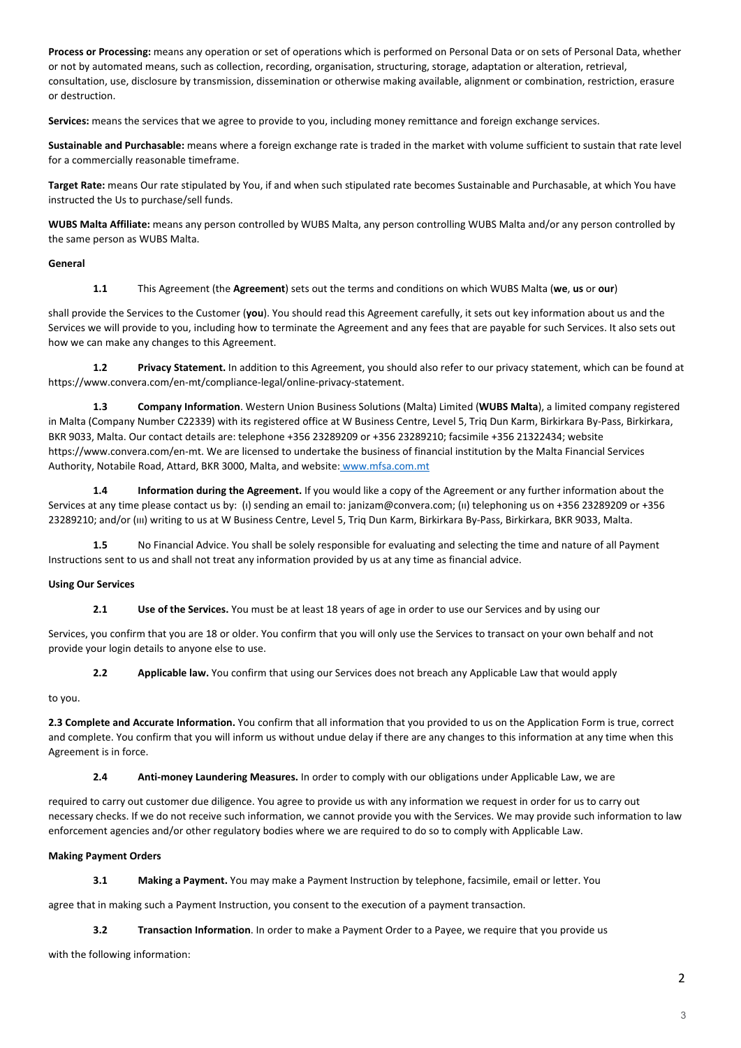**Process or Processing:** means any operation or set of operations which is performed on Personal Data or on sets of Personal Data, whether or not by automated means, such as collection, recording, organisation, structuring, storage, adaptation or alteration, retrieval, consultation, use, disclosure by transmission, dissemination or otherwise making available, alignment or combination, restriction, erasure or destruction.

**Services:** means the services that we agree to provide to you, including money remittance and foreign exchange services.

**Sustainable and Purchasable:** means where a foreign exchange rate is traded in the market with volume sufficient to sustain that rate level for a commercially reasonable timeframe.

**Target Rate:** means Our rate stipulated by You, if and when such stipulated rate becomes Sustainable and Purchasable, at which You have instructed the Us to purchase/sell funds.

**WUBS Malta Affiliate:** means any person controlled by WUBS Malta, any person controlling WUBS Malta and/or any person controlled by the same person as WUBS Malta.

**General**

**1.1** This Agreement (the **Agreement**) sets out the terms and conditions on which WUBS Malta (**we**, **us** or **our**) shall provide the Services to the Customer (**you**). You should read this Agreement carefully, it sets out key information about us and the Services we will provide to you, including how to terminate the Agreement and any fees that are payable for such Services. It also sets out how we can make any changes to this Agreement.

**1.2** **Privacy Statement.** In addition to this Agreement, you should also refer to our privacy statement, which can be found at https://www.convera.com/en-mt/compliance-legal/online-privacy-statement.

**1.3** **Company Information**. Western Union Business Solutions (Malta) Limited (**WUBS Malta**), a limited company registered in Malta (Company Number C22339) with its registered office at W Business Centre, Level 5, Triq Dun Karm, Birkirkara By-Pass, Birkirkara, BKR 9033, Malta. Our contact details are: telephone +356 23289209 or +356 23289210; facsimile +356 21322434; website https://www.convera.com/en-mt. We are licensed to undertake the business of financial institution by the Malta Financial Services Authority, Notabile Road, Attard, BKR 3000, Malta, and website: www.mfsa.com.mt

**1.4** **Information during the Agreement.** If you would like a copy of the Agreement or any further information about the Services at any time please contact us by: (I) sending an email to: janizam@convera.com; (II) telephoning us on +356 23289209 or +356 23289210; and/or (III) writing to us at W Business Centre, Level 5, Triq Dun Karm, Birkirkara By-Pass, Birkirkara, BKR 9033, Malta.

**1.5** No Financial Advice. You shall be solely responsible for evaluating and selecting the time and nature of all Payment Instructions sent to us and shall not treat any information provided by us at any time as financial advice.

**Using Our Services**

**2.1** **Use of the Services.** You must be at least 18 years of age in order to use our Services and by using our Services, you confirm that you are 18 or older. You confirm that you will only use the Services to transact on your own behalf and not provide your login details to anyone else to use.

**2.2** **Applicable law.** You confirm that using our Services does not breach any Applicable Law that would apply to you.

**2.3 Complete and Accurate Information.** You confirm that all information that you provided to us on the Application Form is true, correct and complete. You confirm that you will inform us without undue delay if there are any changes to this information at any time when this Agreement is in force.

**2.4** **Anti-money Laundering Measures.** In order to comply with our obligations under Applicable Law, we are required to carry out customer due diligence. You agree to provide us with any information we request in order for us to carry out necessary checks. If we do not receive such information, we cannot provide you with the Services. We may provide such information to law enforcement agencies and/or other regulatory bodies where we are required to do so to comply with Applicable Law.

**Making Payment Orders**

**3.1** **Making a Payment.** You may make a Payment Instruction by telephone, facsimile, email or letter. You agree that in making such a Payment Instruction, you consent to the execution of a payment transaction.

**3.2** **Transaction Information**. In order to make a Payment Order to a Payee, we require that you provide us with the following information: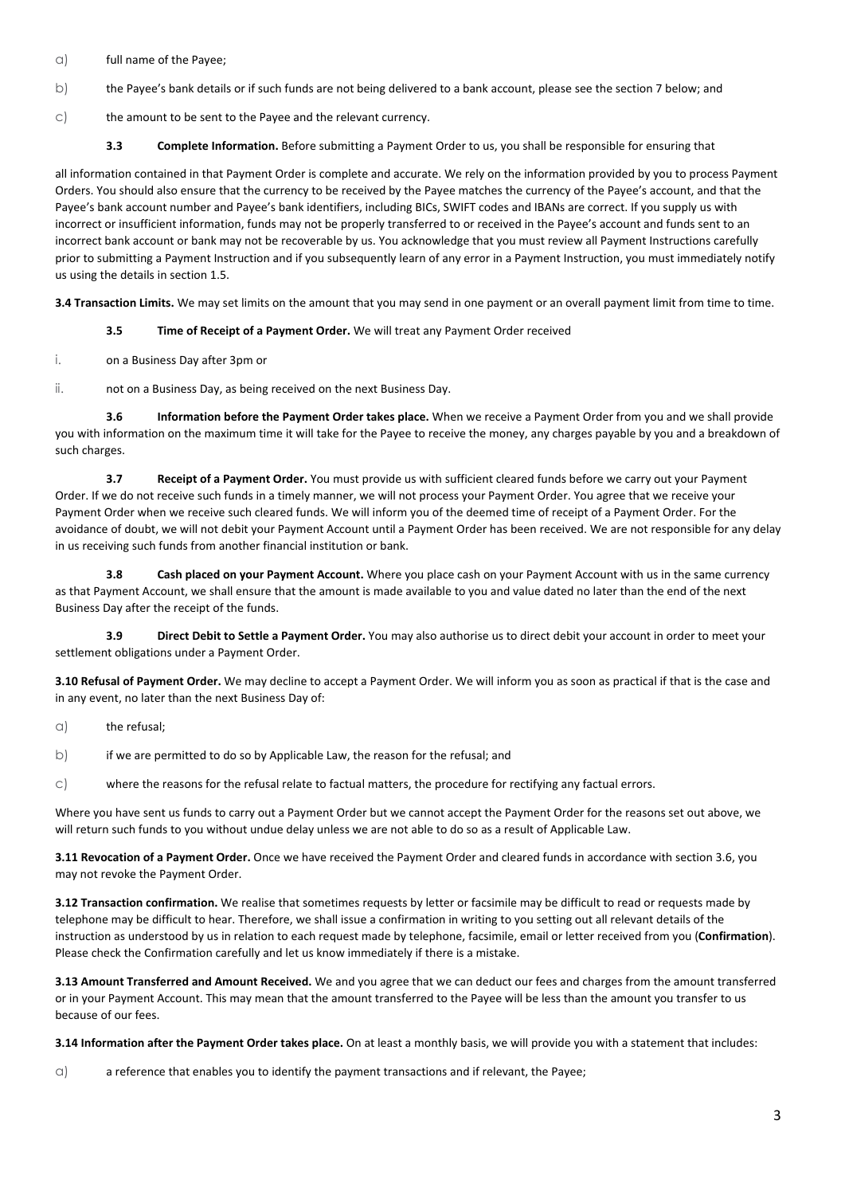a) full name of the Payee;

b) the Payee's bank details or if such funds are not being delivered to a bank account, please see the section 7 below; and

c) the amount to be sent to the Payee and the relevant currency.

**3.3 Complete Information.** Before submitting a Payment Order to us, you shall be responsible for ensuring that all information contained in that Payment Order is complete and accurate. We rely on the information provided by you to process Payment Orders. You should also ensure that the currency to be received by the Payee matches the currency of the Payee's account, and that the Payee's bank account number and Payee's bank identifiers, including BICs, SWIFT codes and IBANs are correct. If you supply us with incorrect or insufficient information, funds may not be properly transferred to or received in the Payee's account and funds sent to an incorrect bank account or bank may not be recoverable by us. You acknowledge that you must review all Payment Instructions carefully prior to submitting a Payment Instruction and if you subsequently learn of any error in a Payment Instruction, you must immediately notify us using the details in section 1.5.

**3.4 Transaction Limits.** We may set limits on the amount that you may send in one payment or an overall payment limit from time to time.

**3.5 Time of Receipt of a Payment Order.** We will treat any Payment Order received

i. on a Business Day after 3pm or

ii. not on a Business Day, as being received on the next Business Day.

**3.6 Information before the Payment Order takes place.** When we receive a Payment Order from you and we shall provide you with information on the maximum time it will take for the Payee to receive the money, any charges payable by you and a breakdown of such charges.

**3.7 Receipt of a Payment Order.** You must provide us with sufficient cleared funds before we carry out your Payment Order. If we do not receive such funds in a timely manner, we will not process your Payment Order. You agree that we receive your Payment Order when we receive such cleared funds. We will inform you of the deemed time of receipt of a Payment Order. For the avoidance of doubt, we will not debit your Payment Account until a Payment Order has been received. We are not responsible for any delay in us receiving such funds from another financial institution or bank.

**3.8 Cash placed on your Payment Account.** Where you place cash on your Payment Account with us in the same currency as that Payment Account, we shall ensure that the amount is made available to you and value dated no later than the end of the next Business Day after the receipt of the funds.

**3.9 Direct Debit to Settle a Payment Order.** You may also authorise us to direct debit your account in order to meet your settlement obligations under a Payment Order.

**3.10 Refusal of Payment Order.** We may decline to accept a Payment Order. We will inform you as soon as practical if that is the case and in any event, no later than the next Business Day of:

a) the refusal;

b) if we are permitted to do so by Applicable Law, the reason for the refusal; and

c) where the reasons for the refusal relate to factual matters, the procedure for rectifying any factual errors.

Where you have sent us funds to carry out a Payment Order but we cannot accept the Payment Order for the reasons set out above, we will return such funds to you without undue delay unless we are not able to do so as a result of Applicable Law.

**3.11 Revocation of a Payment Order.** Once we have received the Payment Order and cleared funds in accordance with section 3.6, you may not revoke the Payment Order.

**3.12 Transaction confirmation.** We realise that sometimes requests by letter or facsimile may be difficult to read or requests made by telephone may be difficult to hear. Therefore, we shall issue a confirmation in writing to you setting out all relevant details of the instruction as understood by us in relation to each request made by telephone, facsimile, email or letter received from you (**Confirmation**). Please check the Confirmation carefully and let us know immediately if there is a mistake.

**3.13 Amount Transferred and Amount Received.** We and you agree that we can deduct our fees and charges from the amount transferred or in your Payment Account. This may mean that the amount transferred to the Payee will be less than the amount you transfer to us because of our fees.

**3.14 Information after the Payment Order takes place.** On at least a monthly basis, we will provide you with a statement that includes:

a) a reference that enables you to identify the payment transactions and if relevant, the Payee;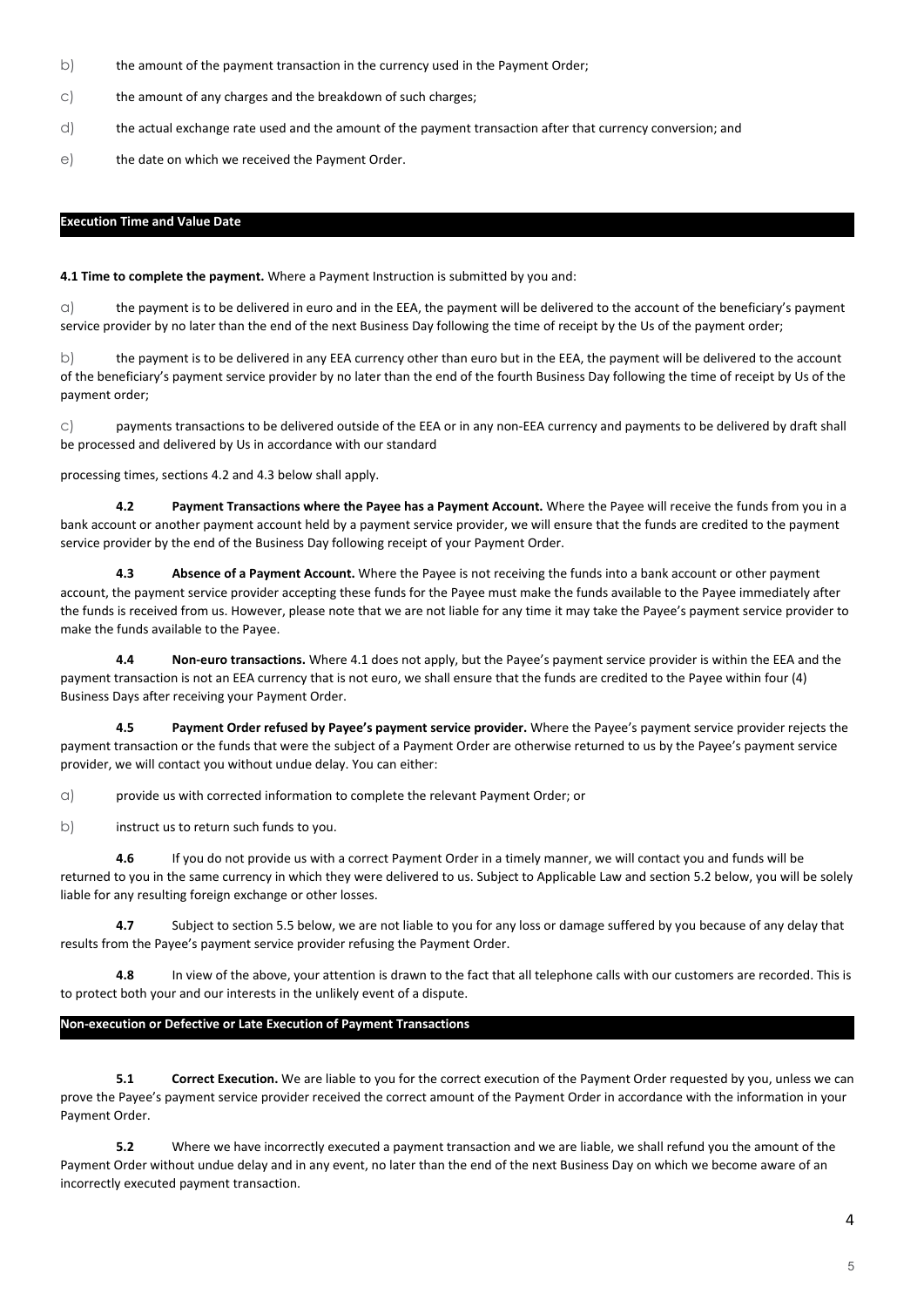b) the amount of the payment transaction in the currency used in the Payment Order;

c) the amount of any charges and the breakdown of such charges;

d) the actual exchange rate used and the amount of the payment transaction after that currency conversion; and

e) the date on which we received the Payment Order.

## Execution Time and Value Date

**4.1 Time to complete the payment.** Where a Payment Instruction is submitted by you and:

a) the payment is to be delivered in euro and in the EEA, the payment will be delivered to the account of the beneficiary's payment service provider by no later than the end of the next Business Day following the time of receipt by the Us of the payment order;

b) the payment is to be delivered in any EEA currency other than euro but in the EEA, the payment will be delivered to the account of the beneficiary's payment service provider by no later than the end of the fourth Business Day following the time of receipt by Us of the payment order;

c) payments transactions to be delivered outside of the EEA or in any non-EEA currency and payments to be delivered by draft shall be processed and delivered by Us in accordance with our standard

processing times, sections 4.2 and 4.3 below shall apply.

**4.2 Payment Transactions where the Payee has a Payment Account.** Where the Payee will receive the funds from you in a bank account or another payment account held by a payment service provider, we will ensure that the funds are credited to the payment service provider by the end of the Business Day following receipt of your Payment Order.

**4.3 Absence of a Payment Account.** Where the Payee is not receiving the funds into a bank account or other payment account, the payment service provider accepting these funds for the Payee must make the funds available to the Payee immediately after the funds is received from us. However, please note that we are not liable for any time it may take the Payee's payment service provider to make the funds available to the Payee.

**4.4 Non-euro transactions.** Where 4.1 does not apply, but the Payee's payment service provider is within the EEA and the payment transaction is not an EEA currency that is not euro, we shall ensure that the funds are credited to the Payee within four (4) Business Days after receiving your Payment Order.

**4.5 Payment Order refused by Payee's payment service provider.** Where the Payee's payment service provider rejects the payment transaction or the funds that were the subject of a Payment Order are otherwise returned to us by the Payee's payment service provider, we will contact you without undue delay. You can either:

a) provide us with corrected information to complete the relevant Payment Order; or

b) instruct us to return such funds to you.

**4.6** If you do not provide us with a correct Payment Order in a timely manner, we will contact you and funds will be returned to you in the same currency in which they were delivered to us. Subject to Applicable Law and section 5.2 below, you will be solely liable for any resulting foreign exchange or other losses.

**4.7** Subject to section 5.5 below, we are not liable to you for any loss or damage suffered by you because of any delay that results from the Payee's payment service provider refusing the Payment Order.

**4.8** In view of the above, your attention is drawn to the fact that all telephone calls with our customers are recorded. This is to protect both your and our interests in the unlikely event of a dispute.

## Non-execution or Defective or Late Execution of Payment Transactions

**5.1 Correct Execution.** We are liable to you for the correct execution of the Payment Order requested by you, unless we can prove the Payee's payment service provider received the correct amount of the Payment Order in accordance with the information in your Payment Order.

**5.2** Where we have incorrectly executed a payment transaction and we are liable, we shall refund you the amount of the Payment Order without undue delay and in any event, no later than the end of the next Business Day on which we become aware of an incorrectly executed payment transaction.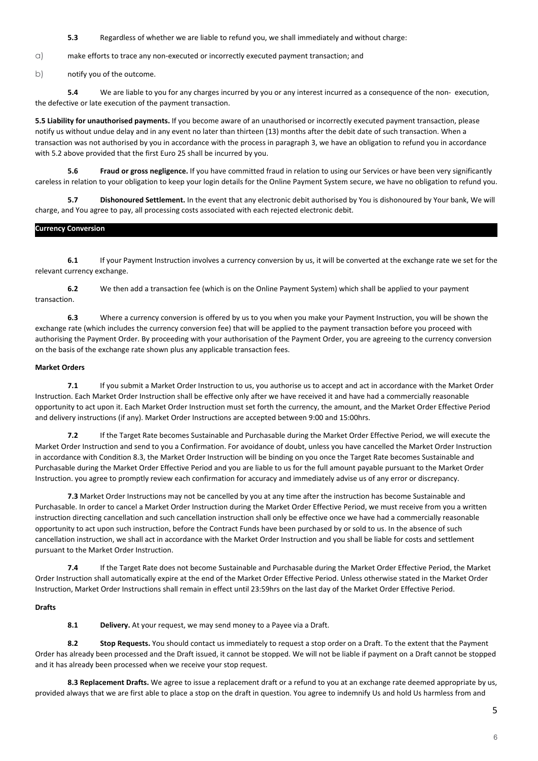**5.3** Regardless of whether we are liable to refund you, we shall immediately and without charge:

a) make efforts to trace any non-executed or incorrectly executed payment transaction; and

b) notify you of the outcome.

**5.4** We are liable to you for any charges incurred by you or any interest incurred as a consequence of the non- execution, the defective or late execution of the payment transaction.

**5.5 Liability for unauthorised payments.** If you become aware of an unauthorised or incorrectly executed payment transaction, please notify us without undue delay and in any event no later than thirteen (13) months after the debit date of such transaction. When a transaction was not authorised by you in accordance with the process in paragraph 3, we have an obligation to refund you in accordance with 5.2 above provided that the first Euro 25 shall be incurred by you.

**5.6 Fraud or gross negligence.** If you have committed fraud in relation to using our Services or have been very significantly careless in relation to your obligation to keep your login details for the Online Payment System secure, we have no obligation to refund you.

**5.7 Dishonoured Settlement.** In the event that any electronic debit authorised by You is dishonoured by Your bank, We will charge, and You agree to pay, all processing costs associated with each rejected electronic debit.

## Currency Conversion

**6.1** If your Payment Instruction involves a currency conversion by us, it will be converted at the exchange rate we set for the relevant currency exchange.

**6.2** We then add a transaction fee (which is on the Online Payment System) which shall be applied to your payment transaction.

**6.3** Where a currency conversion is offered by us to you when you make your Payment Instruction, you will be shown the exchange rate (which includes the currency conversion fee) that will be applied to the payment transaction before you proceed with authorising the Payment Order. By proceeding with your authorisation of the Payment Order, you are agreeing to the currency conversion on the basis of the exchange rate shown plus any applicable transaction fees.

## Market Orders

**7.1** If you submit a Market Order Instruction to us, you authorise us to accept and act in accordance with the Market Order Instruction. Each Market Order Instruction shall be effective only after we have received it and have had a commercially reasonable opportunity to act upon it. Each Market Order Instruction must set forth the currency, the amount, and the Market Order Effective Period and delivery instructions (if any). Market Order Instructions are accepted between 9:00 and 15:00hrs.

**7.2** If the Target Rate becomes Sustainable and Purchasable during the Market Order Effective Period, we will execute the Market Order Instruction and send to you a Confirmation. For avoidance of doubt, unless you have cancelled the Market Order Instruction in accordance with Condition 8.3, the Market Order Instruction will be binding on you once the Target Rate becomes Sustainable and Purchasable during the Market Order Effective Period and you are liable to us for the full amount payable pursuant to the Market Order Instruction. you agree to promptly review each confirmation for accuracy and immediately advise us of any error or discrepancy.

**7.3** Market Order Instructions may not be cancelled by you at any time after the instruction has become Sustainable and Purchasable. In order to cancel a Market Order Instruction during the Market Order Effective Period, we must receive from you a written instruction directing cancellation and such cancellation instruction shall only be effective once we have had a commercially reasonable opportunity to act upon such instruction, before the Contract Funds have been purchased by or sold to us. In the absence of such cancellation instruction, we shall act in accordance with the Market Order Instruction and you shall be liable for costs and settlement pursuant to the Market Order Instruction.

**7.4** If the Target Rate does not become Sustainable and Purchasable during the Market Order Effective Period, the Market Order Instruction shall automatically expire at the end of the Market Order Effective Period. Unless otherwise stated in the Market Order Instruction, Market Order Instructions shall remain in effect until 23:59hrs on the last day of the Market Order Effective Period.

## Drafts

**8.1 Delivery.** At your request, we may send money to a Payee via a Draft.

**8.2 Stop Requests.** You should contact us immediately to request a stop order on a Draft. To the extent that the Payment Order has already been processed and the Draft issued, it cannot be stopped. We will not be liable if payment on a Draft cannot be stopped and it has already been processed when we receive your stop request.

**8.3 Replacement Drafts.** We agree to issue a replacement draft or a refund to you at an exchange rate deemed appropriate by us, provided always that we are first able to place a stop on the draft in question. You agree to indemnify Us and hold Us harmless from and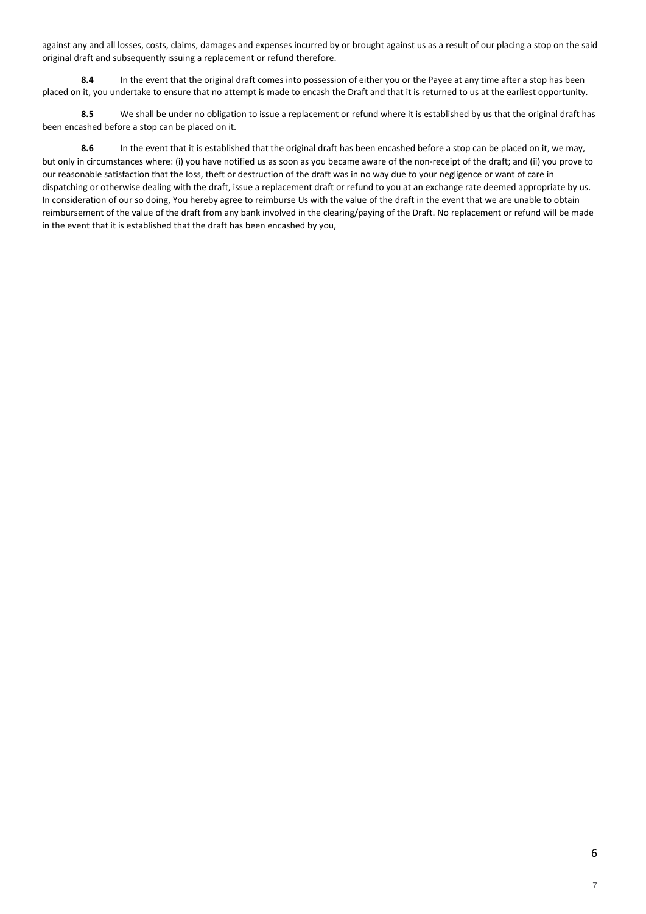against any and all losses, costs, claims, damages and expenses incurred by or brought against us as a result of our placing a stop on the said original draft and subsequently issuing a replacement or refund therefore.

**8.4** In the event that the original draft comes into possession of either you or the Payee at any time after a stop has been placed on it, you undertake to ensure that no attempt is made to encash the Draft and that it is returned to us at the earliest opportunity.

**8.5** We shall be under no obligation to issue a replacement or refund where it is established by us that the original draft has been encashed before a stop can be placed on it.

**8.6** In the event that it is established that the original draft has been encashed before a stop can be placed on it, we may, but only in circumstances where: (i) you have notified us as soon as you became aware of the non-receipt of the draft; and (ii) you prove to our reasonable satisfaction that the loss, theft or destruction of the draft was in no way due to your negligence or want of care in dispatching or otherwise dealing with the draft, issue a replacement draft or refund to you at an exchange rate deemed appropriate by us. In consideration of our so doing, You hereby agree to reimburse Us with the value of the draft in the event that we are unable to obtain reimbursement of the value of the draft from any bank involved in the clearing/paying of the Draft. No replacement or refund will be made in the event that it is established that the draft has been encashed by you,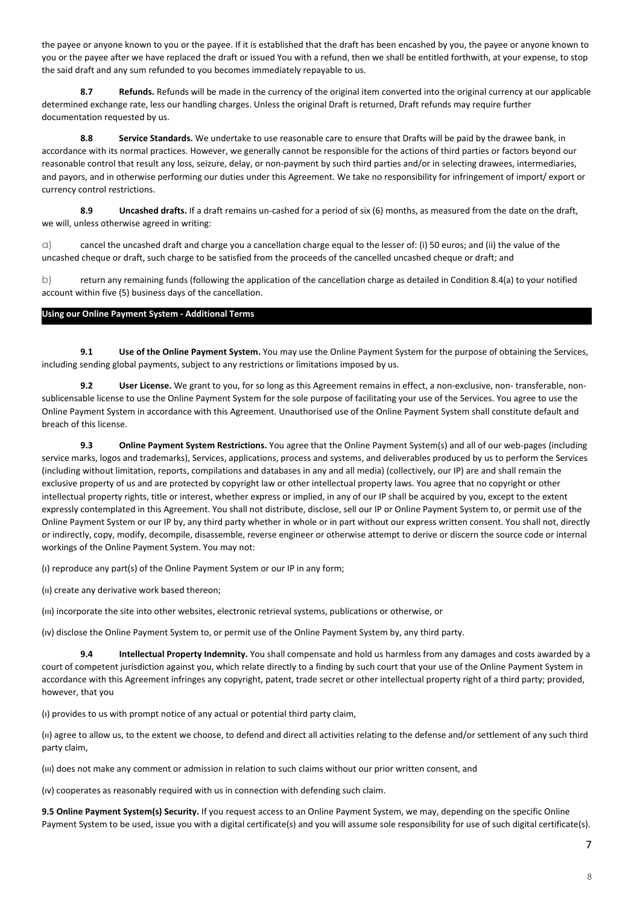the payee or anyone known to you or the payee. If it is established that the draft has been encashed by you, the payee or anyone known to you or the payee after we have replaced the draft or issued You with a refund, then we shall be entitled forthwith, at your expense, to stop the said draft and any sum refunded to you becomes immediately repayable to us.

**8.7 Refunds.** Refunds will be made in the currency of the original item converted into the original currency at our applicable determined exchange rate, less our handling charges. Unless the original Draft is returned, Draft refunds may require further documentation requested by us.

**8.8 Service Standards.** We undertake to use reasonable care to ensure that Drafts will be paid by the drawee bank, in accordance with its normal practices. However, we generally cannot be responsible for the actions of third parties or factors beyond our reasonable control that result any loss, seizure, delay, or non-payment by such third parties and/or in selecting drawees, intermediaries, and payors, and in otherwise performing our duties under this Agreement. We take no responsibility for infringement of import/ export or currency control restrictions.

**8.9 Uncashed drafts.** If a draft remains un-cashed for a period of six (6) months, as measured from the date on the draft, we will, unless otherwise agreed in writing:

a) cancel the uncashed draft and charge you a cancellation charge equal to the lesser of: (i) 50 euros; and (ii) the value of the uncashed cheque or draft, such charge to be satisfied from the proceeds of the cancelled uncashed cheque or draft; and

b) return any remaining funds (following the application of the cancellation charge as detailed in Condition 8.4(a) to your notified account within five (5) business days of the cancellation.

## Using our Online Payment System - Additional Terms

**9.1 Use of the Online Payment System.** You may use the Online Payment System for the purpose of obtaining the Services, including sending global payments, subject to any restrictions or limitations imposed by us.

**9.2 User License.** We grant to you, for so long as this Agreement remains in effect, a non-exclusive, non- transferable, non-sublicensable license to use the Online Payment System for the sole purpose of facilitating your use of the Services. You agree to use the Online Payment System in accordance with this Agreement. Unauthorised use of the Online Payment System shall constitute default and breach of this license.

**9.3 Online Payment System Restrictions.** You agree that the Online Payment System(s) and all of our web-pages (including service marks, logos and trademarks), Services, applications, process and systems, and deliverables produced by us to perform the Services (including without limitation, reports, compilations and databases in any and all media) (collectively, our IP) are and shall remain the exclusive property of us and are protected by copyright law or other intellectual property laws. You agree that no copyright or other intellectual property rights, title or interest, whether express or implied, in any of our IP shall be acquired by you, except to the extent expressly contemplated in this Agreement. You shall not distribute, disclose, sell our IP or Online Payment System to, or permit use of the Online Payment System or our IP by, any third party whether in whole or in part without our express written consent. You shall not, directly or indirectly, copy, modify, decompile, disassemble, reverse engineer or otherwise attempt to derive or discern the source code or internal workings of the Online Payment System. You may not:

(i) reproduce any part(s) of the Online Payment System or our IP in any form;

(ii) create any derivative work based thereon;

(iii) incorporate the site into other websites, electronic retrieval systems, publications or otherwise, or

(iv) disclose the Online Payment System to, or permit use of the Online Payment System by, any third party.

**9.4 Intellectual Property Indemnity.** You shall compensate and hold us harmless from any damages and costs awarded by a court of competent jurisdiction against you, which relate directly to a finding by such court that your use of the Online Payment System in accordance with this Agreement infringes any copyright, patent, trade secret or other intellectual property right of a third party; provided, however, that you

(i) provides to us with prompt notice of any actual or potential third party claim,

(ii) agree to allow us, to the extent we choose, to defend and direct all activities relating to the defense and/or settlement of any such third party claim,

(iii) does not make any comment or admission in relation to such claims without our prior written consent, and

(iv) cooperates as reasonably required with us in connection with defending such claim.

**9.5 Online Payment System(s) Security.** If you request access to an Online Payment System, we may, depending on the specific Online Payment System to be used, issue you with a digital certificate(s) and you will assume sole responsibility for use of such digital certificate(s).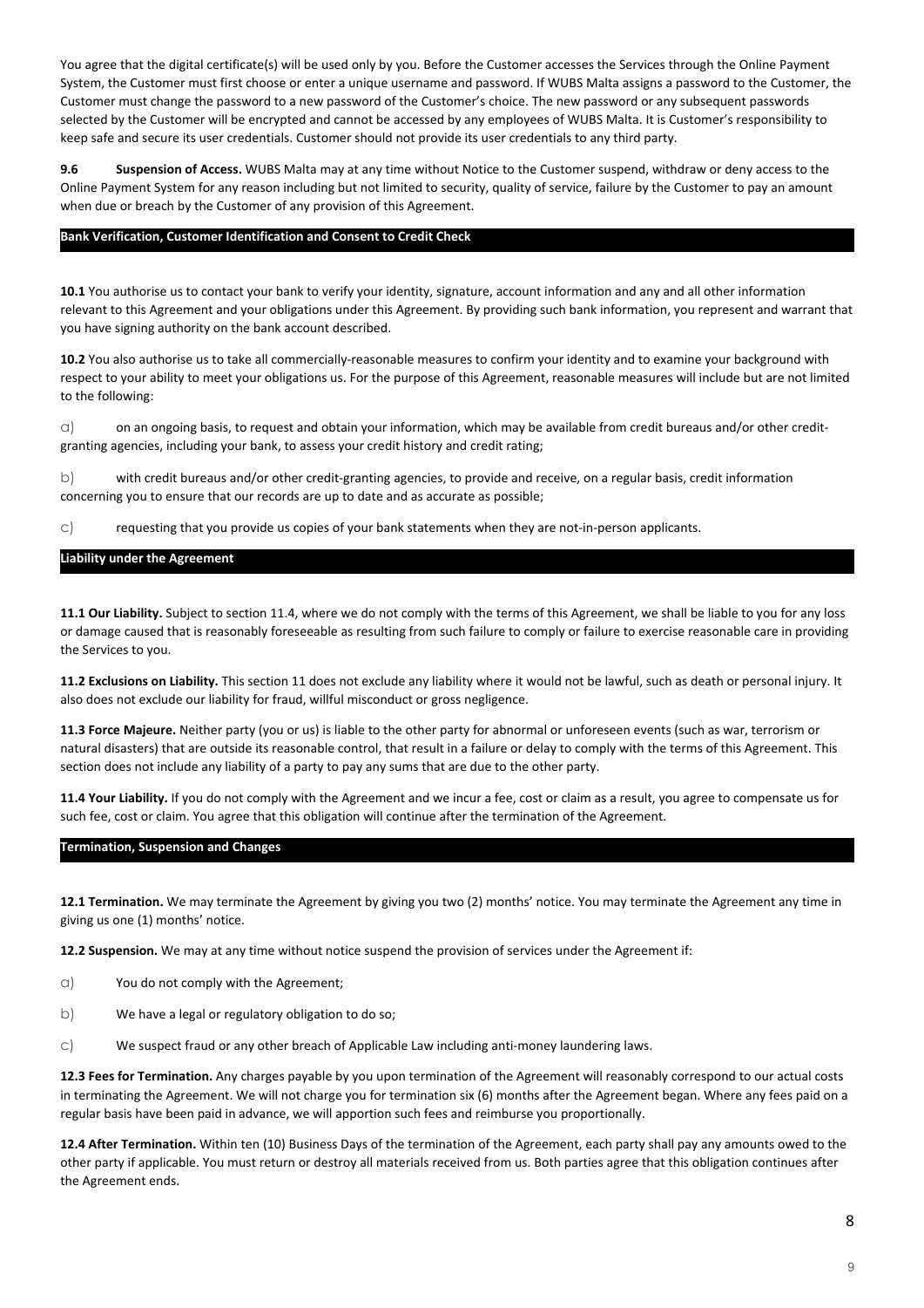You agree that the digital certificate(s) will be used only by you. Before the Customer accesses the Services through the Online Payment System, the Customer must first choose or enter a unique username and password. If WUBS Malta assigns a password to the Customer, the Customer must change the password to a new password of the Customer's choice. The new password or any subsequent passwords selected by the Customer will be encrypted and cannot be accessed by any employees of WUBS Malta. It is Customer's responsibility to keep safe and secure its user credentials. Customer should not provide its user credentials to any third party.

**9.6 Suspension of Access.** WUBS Malta may at any time without Notice to the Customer suspend, withdraw or deny access to the Online Payment System for any reason including but not limited to security, quality of service, failure by the Customer to pay an amount when due or breach by the Customer of any provision of this Agreement.

## Bank Verification, Customer Identification and Consent to Credit Check

**10.1** You authorise us to contact your bank to verify your identity, signature, account information and any and all other information relevant to this Agreement and your obligations under this Agreement. By providing such bank information, you represent and warrant that you have signing authority on the bank account described.

**10.2** You also authorise us to take all commercially-reasonable measures to confirm your identity and to examine your background with respect to your ability to meet your obligations us. For the purpose of this Agreement, reasonable measures will include but are not limited to the following:

a) on an ongoing basis, to request and obtain your information, which may be available from credit bureaus and/or other credit-granting agencies, including your bank, to assess your credit history and credit rating;

b) with credit bureaus and/or other credit-granting agencies, to provide and receive, on a regular basis, credit information concerning you to ensure that our records are up to date and as accurate as possible;

c) requesting that you provide us copies of your bank statements when they are not-in-person applicants.

## Liability under the Agreement

**11.1 Our Liability.** Subject to section 11.4, where we do not comply with the terms of this Agreement, we shall be liable to you for any loss or damage caused that is reasonably foreseeable as resulting from such failure to comply or failure to exercise reasonable care in providing the Services to you.

**11.2 Exclusions on Liability.** This section 11 does not exclude any liability where it would not be lawful, such as death or personal injury. It also does not exclude our liability for fraud, willful misconduct or gross negligence.

**11.3 Force Majeure.** Neither party (you or us) is liable to the other party for abnormal or unforeseen events (such as war, terrorism or natural disasters) that are outside its reasonable control, that result in a failure or delay to comply with the terms of this Agreement. This section does not include any liability of a party to pay any sums that are due to the other party.

**11.4 Your Liability.** If you do not comply with the Agreement and we incur a fee, cost or claim as a result, you agree to compensate us for such fee, cost or claim. You agree that this obligation will continue after the termination of the Agreement.

## Termination, Suspension and Changes

**12.1 Termination.** We may terminate the Agreement by giving you two (2) months' notice. You may terminate the Agreement any time in giving us one (1) months' notice.

**12.2 Suspension.** We may at any time without notice suspend the provision of services under the Agreement if:

a) You do not comply with the Agreement;

b) We have a legal or regulatory obligation to do so;

c) We suspect fraud or any other breach of Applicable Law including anti-money laundering laws.

**12.3 Fees for Termination.** Any charges payable by you upon termination of the Agreement will reasonably correspond to our actual costs in terminating the Agreement. We will not charge you for termination six (6) months after the Agreement began. Where any fees paid on a regular basis have been paid in advance, we will apportion such fees and reimburse you proportionally.

**12.4 After Termination.** Within ten (10) Business Days of the termination of the Agreement, each party shall pay any amounts owed to the other party if applicable. You must return or destroy all materials received from us. Both parties agree that this obligation continues after the Agreement ends.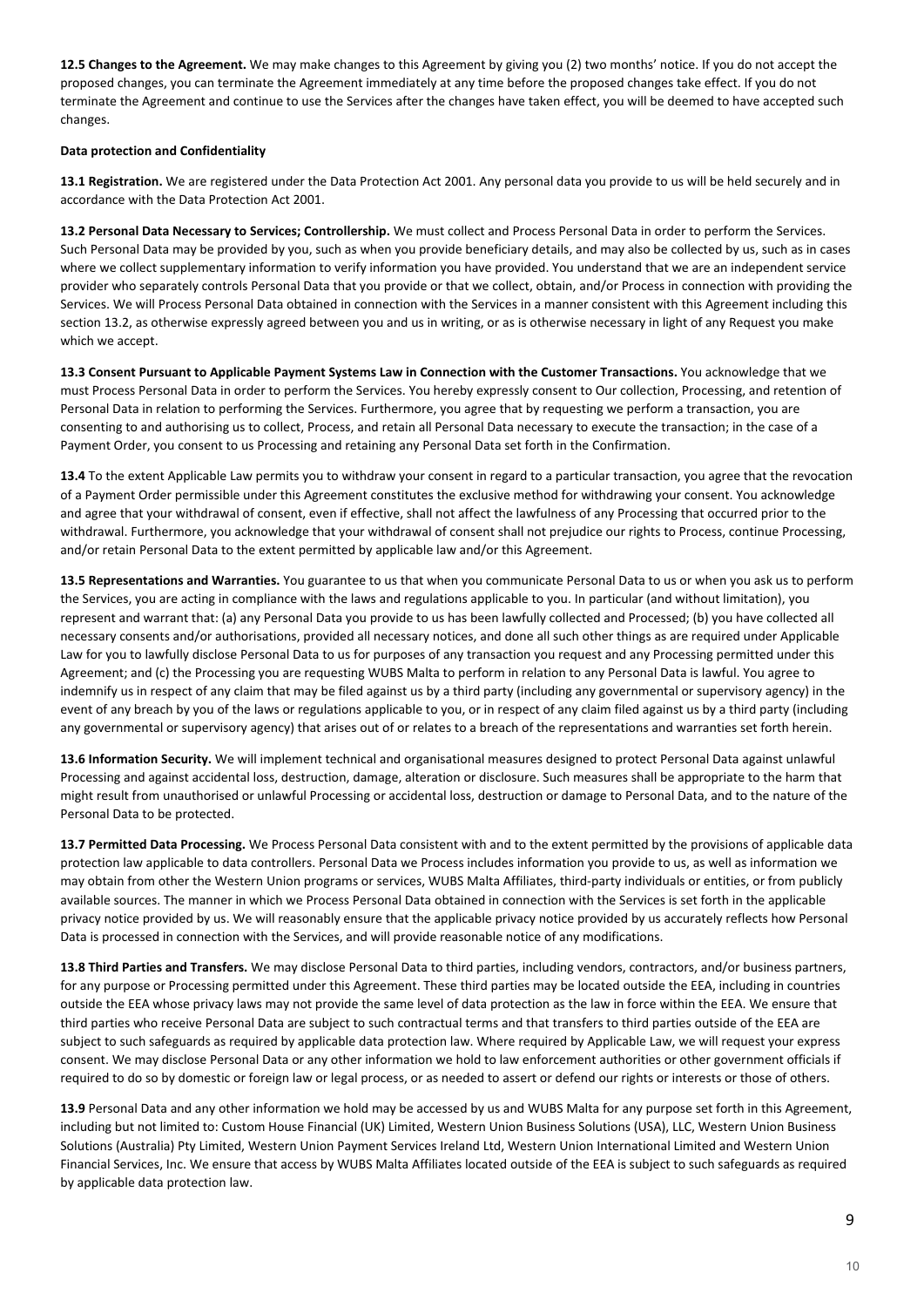**12.5 Changes to the Agreement.** We may make changes to this Agreement by giving you (2) two months' notice. If you do not accept the proposed changes, you can terminate the Agreement immediately at any time before the proposed changes take effect. If you do not terminate the Agreement and continue to use the Services after the changes have taken effect, you will be deemed to have accepted such changes.

**Data protection and Confidentiality**

**13.1 Registration.** We are registered under the Data Protection Act 2001. Any personal data you provide to us will be held securely and in accordance with the Data Protection Act 2001.

**13.2 Personal Data Necessary to Services; Controllership.** We must collect and Process Personal Data in order to perform the Services. Such Personal Data may be provided by you, such as when you provide beneficiary details, and may also be collected by us, such as in cases where we collect supplementary information to verify information you have provided. You understand that we are an independent service provider who separately controls Personal Data that you provide or that we collect, obtain, and/or Process in connection with providing the Services. We will Process Personal Data obtained in connection with the Services in a manner consistent with this Agreement including this section 13.2, as otherwise expressly agreed between you and us in writing, or as is otherwise necessary in light of any Request you make which we accept.

**13.3 Consent Pursuant to Applicable Payment Systems Law in Connection with the Customer Transactions.** You acknowledge that we must Process Personal Data in order to perform the Services. You hereby expressly consent to Our collection, Processing, and retention of Personal Data in relation to performing the Services. Furthermore, you agree that by requesting we perform a transaction, you are consenting to and authorising us to collect, Process, and retain all Personal Data necessary to execute the transaction; in the case of a Payment Order, you consent to us Processing and retaining any Personal Data set forth in the Confirmation.

**13.4** To the extent Applicable Law permits you to withdraw your consent in regard to a particular transaction, you agree that the revocation of a Payment Order permissible under this Agreement constitutes the exclusive method for withdrawing your consent. You acknowledge and agree that your withdrawal of consent, even if effective, shall not affect the lawfulness of any Processing that occurred prior to the withdrawal. Furthermore, you acknowledge that your withdrawal of consent shall not prejudice our rights to Process, continue Processing, and/or retain Personal Data to the extent permitted by applicable law and/or this Agreement.

**13.5 Representations and Warranties.** You guarantee to us that when you communicate Personal Data to us or when you ask us to perform the Services, you are acting in compliance with the laws and regulations applicable to you. In particular (and without limitation), you represent and warrant that: (a) any Personal Data you provide to us has been lawfully collected and Processed; (b) you have collected all necessary consents and/or authorisations, provided all necessary notices, and done all such other things as are required under Applicable Law for you to lawfully disclose Personal Data to us for purposes of any transaction you request and any Processing permitted under this Agreement; and (c) the Processing you are requesting WUBS Malta to perform in relation to any Personal Data is lawful. You agree to indemnify us in respect of any claim that may be filed against us by a third party (including any governmental or supervisory agency) in the event of any breach by you of the laws or regulations applicable to you, or in respect of any claim filed against us by a third party (including any governmental or supervisory agency) that arises out of or relates to a breach of the representations and warranties set forth herein.

**13.6 Information Security.** We will implement technical and organisational measures designed to protect Personal Data against unlawful Processing and against accidental loss, destruction, damage, alteration or disclosure. Such measures shall be appropriate to the harm that might result from unauthorised or unlawful Processing or accidental loss, destruction or damage to Personal Data, and to the nature of the Personal Data to be protected.

**13.7 Permitted Data Processing.** We Process Personal Data consistent with and to the extent permitted by the provisions of applicable data protection law applicable to data controllers. Personal Data we Process includes information you provide to us, as well as information we may obtain from other the Western Union programs or services, WUBS Malta Affiliates, third-party individuals or entities, or from publicly available sources. The manner in which we Process Personal Data obtained in connection with the Services is set forth in the applicable privacy notice provided by us. We will reasonably ensure that the applicable privacy notice provided by us accurately reflects how Personal Data is processed in connection with the Services, and will provide reasonable notice of any modifications.

**13.8 Third Parties and Transfers.** We may disclose Personal Data to third parties, including vendors, contractors, and/or business partners, for any purpose or Processing permitted under this Agreement. These third parties may be located outside the EEA, including in countries outside the EEA whose privacy laws may not provide the same level of data protection as the law in force within the EEA. We ensure that third parties who receive Personal Data are subject to such contractual terms and that transfers to third parties outside of the EEA are subject to such safeguards as required by applicable data protection law. Where required by Applicable Law, we will request your express consent. We may disclose Personal Data or any other information we hold to law enforcement authorities or other government officials if required to do so by domestic or foreign law or legal process, or as needed to assert or defend our rights or interests or those of others.

**13.9** Personal Data and any other information we hold may be accessed by us and WUBS Malta for any purpose set forth in this Agreement, including but not limited to: Custom House Financial (UK) Limited, Western Union Business Solutions (USA), LLC, Western Union Business Solutions (Australia) Pty Limited, Western Union Payment Services Ireland Ltd, Western Union International Limited and Western Union Financial Services, Inc. We ensure that access by WUBS Malta Affiliates located outside of the EEA is subject to such safeguards as required by applicable data protection law.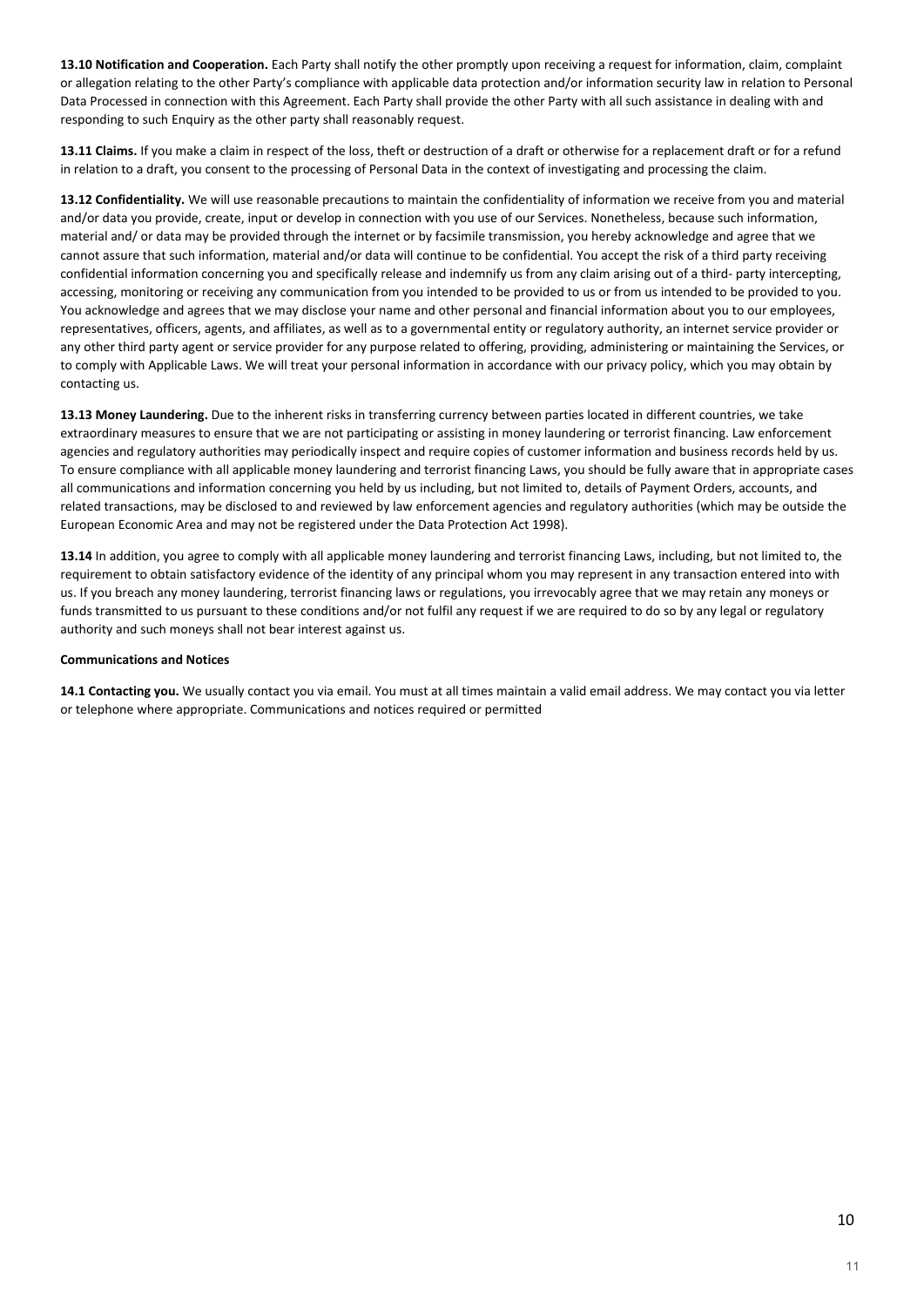**13.10 Notification and Cooperation.** Each Party shall notify the other promptly upon receiving a request for information, claim, complaint or allegation relating to the other Party's compliance with applicable data protection and/or information security law in relation to Personal Data Processed in connection with this Agreement. Each Party shall provide the other Party with all such assistance in dealing with and responding to such Enquiry as the other party shall reasonably request.

**13.11 Claims.** If you make a claim in respect of the loss, theft or destruction of a draft or otherwise for a replacement draft or for a refund in relation to a draft, you consent to the processing of Personal Data in the context of investigating and processing the claim.

**13.12 Confidentiality.** We will use reasonable precautions to maintain the confidentiality of information we receive from you and material and/or data you provide, create, input or develop in connection with you use of our Services. Nonetheless, because such information, material and/ or data may be provided through the internet or by facsimile transmission, you hereby acknowledge and agree that we cannot assure that such information, material and/or data will continue to be confidential. You accept the risk of a third party receiving confidential information concerning you and specifically release and indemnify us from any claim arising out of a third- party intercepting, accessing, monitoring or receiving any communication from you intended to be provided to us or from us intended to be provided to you. You acknowledge and agrees that we may disclose your name and other personal and financial information about you to our employees, representatives, officers, agents, and affiliates, as well as to a governmental entity or regulatory authority, an internet service provider or any other third party agent or service provider for any purpose related to offering, providing, administering or maintaining the Services, or to comply with Applicable Laws. We will treat your personal information in accordance with our privacy policy, which you may obtain by contacting us.

**13.13 Money Laundering.** Due to the inherent risks in transferring currency between parties located in different countries, we take extraordinary measures to ensure that we are not participating or assisting in money laundering or terrorist financing. Law enforcement agencies and regulatory authorities may periodically inspect and require copies of customer information and business records held by us. To ensure compliance with all applicable money laundering and terrorist financing Laws, you should be fully aware that in appropriate cases all communications and information concerning you held by us including, but not limited to, details of Payment Orders, accounts, and related transactions, may be disclosed to and reviewed by law enforcement agencies and regulatory authorities (which may be outside the European Economic Area and may not be registered under the Data Protection Act 1998).

**13.14** In addition, you agree to comply with all applicable money laundering and terrorist financing Laws, including, but not limited to, the requirement to obtain satisfactory evidence of the identity of any principal whom you may represent in any transaction entered into with us. If you breach any money laundering, terrorist financing laws or regulations, you irrevocably agree that we may retain any moneys or funds transmitted to us pursuant to these conditions and/or not fulfil any request if we are required to do so by any legal or regulatory authority and such moneys shall not bear interest against us.

**Communications and Notices**

**14.1 Contacting you.** We usually contact you via email. You must at all times maintain a valid email address. We may contact you via letter or telephone where appropriate. Communications and notices required or permitted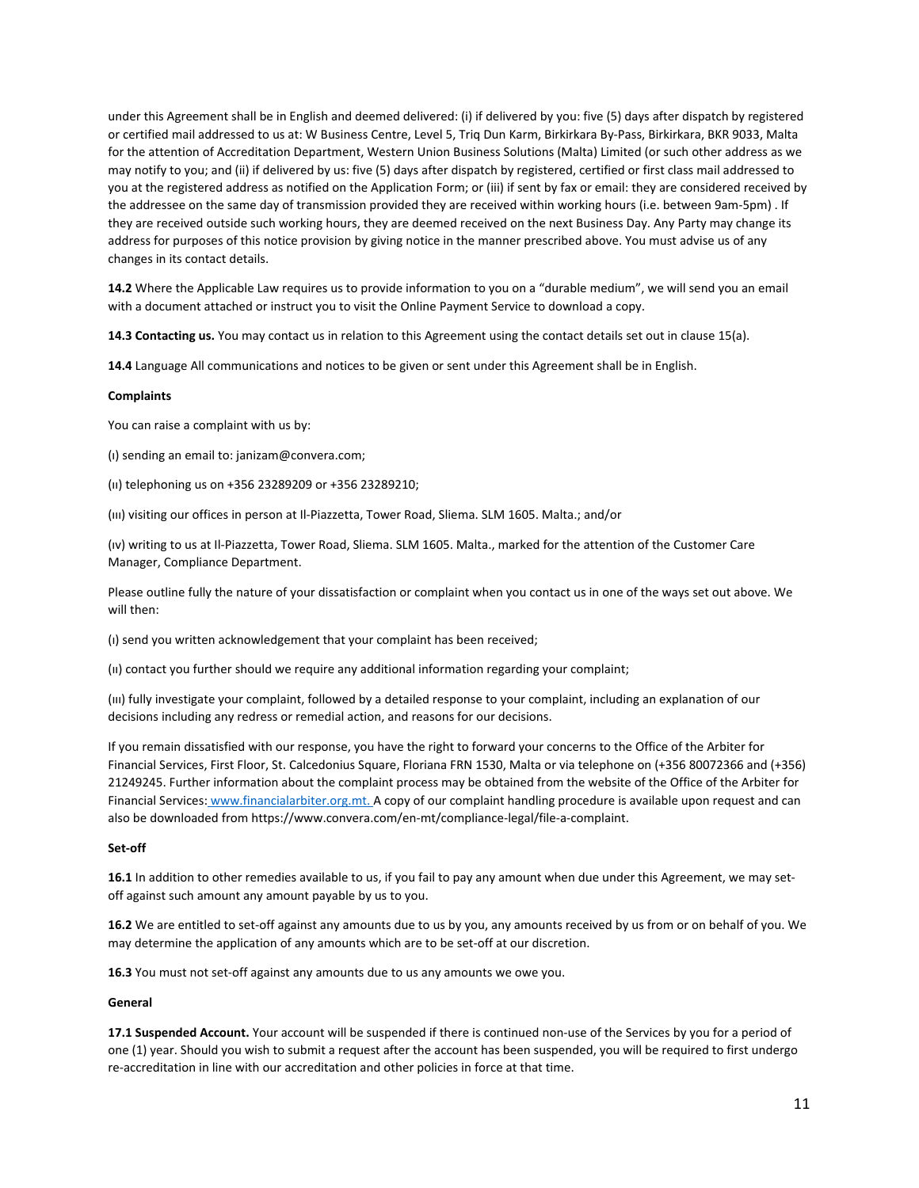under this Agreement shall be in English and deemed delivered: (i) if delivered by you: five (5) days after dispatch by registered or certified mail addressed to us at: W Business Centre, Level 5, Triq Dun Karm, Birkirkara By-Pass, Birkirkara, BKR 9033, Malta for the attention of Accreditation Department, Western Union Business Solutions (Malta) Limited (or such other address as we may notify to you; and (ii) if delivered by us: five (5) days after dispatch by registered, certified or first class mail addressed to you at the registered address as notified on the Application Form; or (iii) if sent by fax or email: they are considered received by the addressee on the same day of transmission provided they are received within working hours (i.e. between 9am-5pm) . If they are received outside such working hours, they are deemed received on the next Business Day. Any Party may change its address for purposes of this notice provision by giving notice in the manner prescribed above. You must advise us of any changes in its contact details.

**14.2** Where the Applicable Law requires us to provide information to you on a "durable medium", we will send you an email with a document attached or instruct you to visit the Online Payment Service to download a copy.

**14.3 Contacting us.** You may contact us in relation to this Agreement using the contact details set out in clause 15(a).

**14.4** Language All communications and notices to be given or sent under this Agreement shall be in English.

**Complaints**

You can raise a complaint with us by:

(ı) sending an email to: janizam@convera.com;

(ıı) telephoning us on +356 23289209 or +356 23289210;

(ııı) visiting our offices in person at Il-Piazzetta, Tower Road, Sliema. SLM 1605. Malta.; and/or

(ıv) writing to us at Il-Piazzetta, Tower Road, Sliema. SLM 1605. Malta., marked for the attention of the Customer Care Manager, Compliance Department.

Please outline fully the nature of your dissatisfaction or complaint when you contact us in one of the ways set out above. We will then:

(ı) send you written acknowledgement that your complaint has been received;

(ıı) contact you further should we require any additional information regarding your complaint;

(ııı) fully investigate your complaint, followed by a detailed response to your complaint, including an explanation of our decisions including any redress or remedial action, and reasons for our decisions.

If you remain dissatisfied with our response, you have the right to forward your concerns to the Office of the Arbiter for Financial Services, First Floor, St. Calcedonius Square, Floriana FRN 1530, Malta or via telephone on (+356 80072366 and (+356) 21249245. Further information about the complaint process may be obtained from the website of the Office of the Arbiter for Financial Services: www.financialarbiter.org.mt. A copy of our complaint handling procedure is available upon request and can also be downloaded from https://www.convera.com/en-mt/compliance-legal/file-a-complaint.

**Set-off**

**16.1** In addition to other remedies available to us, if you fail to pay any amount when due under this Agreement, we may set-off against such amount any amount payable by us to you.

**16.2** We are entitled to set-off against any amounts due to us by you, any amounts received by us from or on behalf of you. We may determine the application of any amounts which are to be set-off at our discretion.

**16.3** You must not set-off against any amounts due to us any amounts we owe you.

**General**

**17.1 Suspended Account.** Your account will be suspended if there is continued non-use of the Services by you for a period of one (1) year. Should you wish to submit a request after the account has been suspended, you will be required to first undergo re-accreditation in line with our accreditation and other policies in force at that time.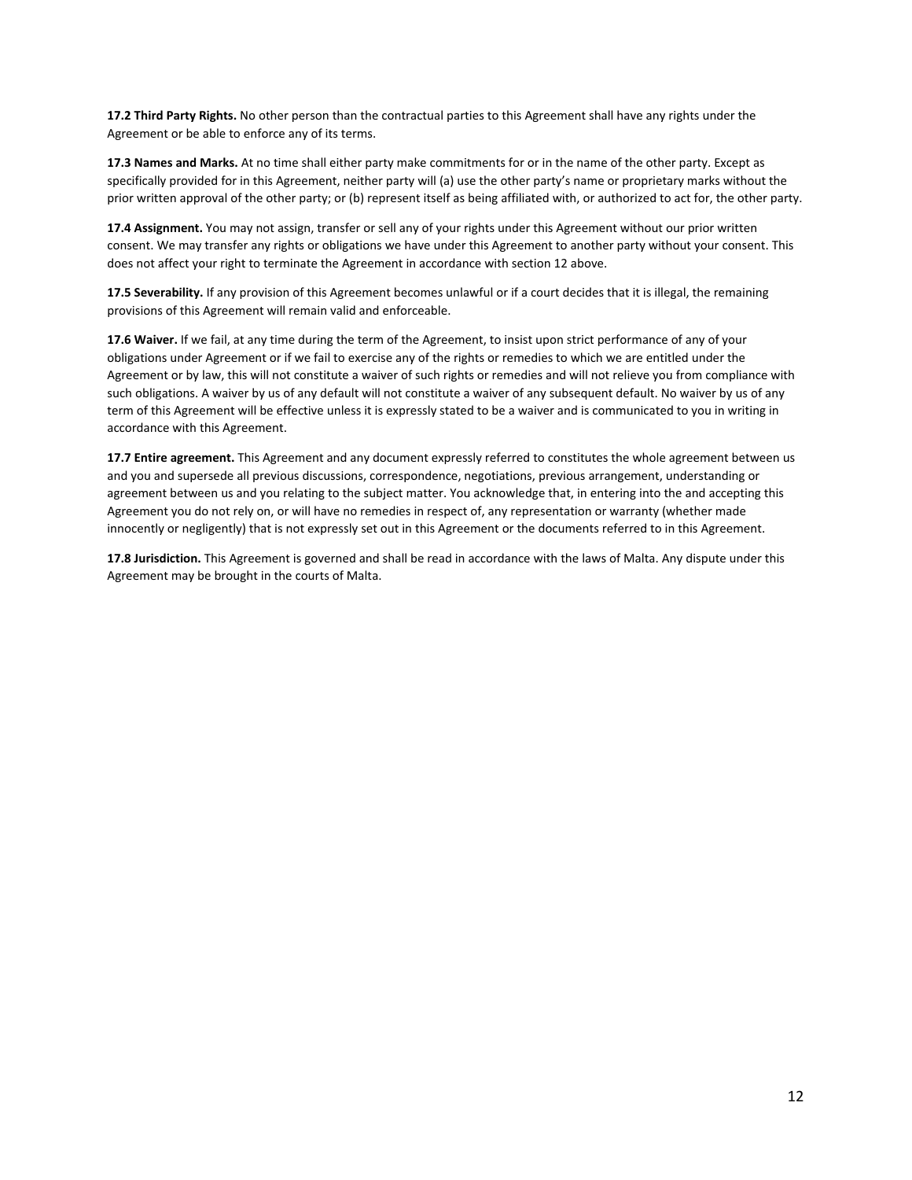**17.2 Third Party Rights.** No other person than the contractual parties to this Agreement shall have any rights under the Agreement or be able to enforce any of its terms.

**17.3 Names and Marks.** At no time shall either party make commitments for or in the name of the other party. Except as specifically provided for in this Agreement, neither party will (a) use the other party's name or proprietary marks without the prior written approval of the other party; or (b) represent itself as being affiliated with, or authorized to act for, the other party.

**17.4 Assignment.** You may not assign, transfer or sell any of your rights under this Agreement without our prior written consent. We may transfer any rights or obligations we have under this Agreement to another party without your consent. This does not affect your right to terminate the Agreement in accordance with section 12 above.

**17.5 Severability.** If any provision of this Agreement becomes unlawful or if a court decides that it is illegal, the remaining provisions of this Agreement will remain valid and enforceable.

**17.6 Waiver.** If we fail, at any time during the term of the Agreement, to insist upon strict performance of any of your obligations under Agreement or if we fail to exercise any of the rights or remedies to which we are entitled under the Agreement or by law, this will not constitute a waiver of such rights or remedies and will not relieve you from compliance with such obligations. A waiver by us of any default will not constitute a waiver of any subsequent default. No waiver by us of any term of this Agreement will be effective unless it is expressly stated to be a waiver and is communicated to you in writing in accordance with this Agreement.

**17.7 Entire agreement.** This Agreement and any document expressly referred to constitutes the whole agreement between us and you and supersede all previous discussions, correspondence, negotiations, previous arrangement, understanding or agreement between us and you relating to the subject matter. You acknowledge that, in entering into the and accepting this Agreement you do not rely on, or will have no remedies in respect of, any representation or warranty (whether made innocently or negligently) that is not expressly set out in this Agreement or the documents referred to in this Agreement.

**17.8 Jurisdiction.** This Agreement is governed and shall be read in accordance with the laws of Malta. Any dispute under this Agreement may be brought in the courts of Malta.